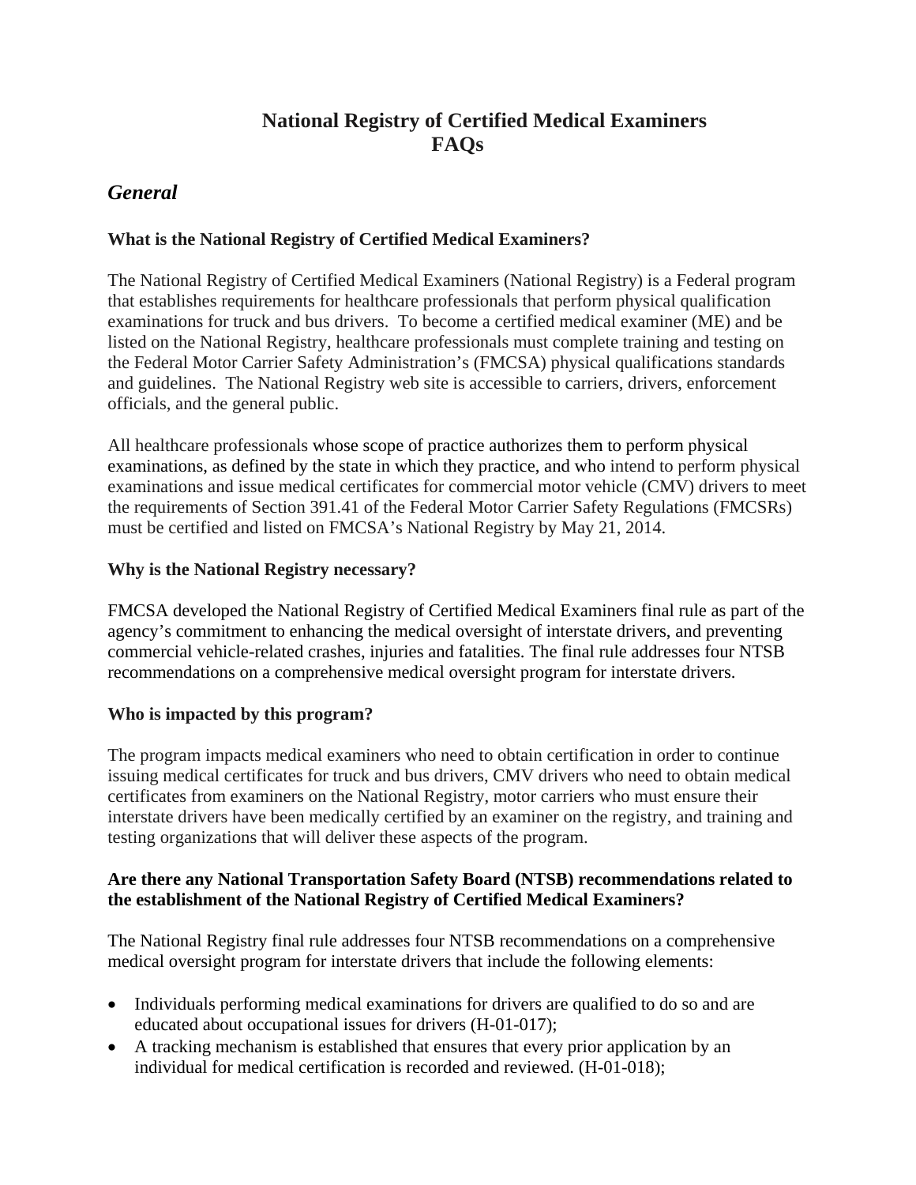# National Registry of Certified Medical Examiners FAQs

## *General*

### What is the National Registry of Certified Medical Examiners?

The National Registry of Certified Medical Examiners (National Registry) is a Federal program that establishes requirements for healthcare professionals that perform physical qualification examinations for truck and bus drivers. To become a certified medical examiner (ME) and be listed on the National Registry, healthcare professionals must complete training and testing on the Federal Motor Carrier Safety Administration's (FMCSA) physical qualifications standards and guidelines. The National Registry web site is accessible to carriers, drivers, enforcement officials, and the general public.

All healthcare professionals whose scope of practice authorizes them to perform physical examinations, as defined by the state in which they practice, and who intend to perform physical examinations and issue medical certificates for commercial motor vehicle (CMV) drivers to meet the requirements of Section 391.41 of the Federal Motor Carrier Safety Regulations (FMCSRs) must be certified and listed on FMCSA's National Registry by May 21, 2014.

### Why is the National Registry necessary?

FMCSA developed the National Registry of Certified Medical Examiners final rule as part of the agency's commitment to enhancing the medical oversight of interstate drivers, and preventing commercial vehicle-related crashes, injuries and fatalities. The final rule addresses four NTSB recommendations on a comprehensive medical oversight program for interstate drivers.

### Who is impacted by this program?

The program impacts medical examiners who need to obtain certification in order to continue issuing medical certificates for truck and bus drivers, CMV drivers who need to obtain medical certificates from examiners on the National Registry, motor carriers who must ensure their interstate drivers have been medically certified by an examiner on the registry, and training and testing organizations that will deliver these aspects of the program.

### Are there any National Transportation Safety Board (NTSB) recommendations related to the establishment of the National Registry of Certified Medical Examiners?

The National Registry final rule addresses four NTSB recommendations on a comprehensive medical oversight program for interstate drivers that include the following elements:

- Individuals performing medical examinations for drivers are qualified to do so and are educated about occupational issues for drivers (H-01-017);
- A tracking mechanism is established that ensures that every prior application by an individual for medical certification is recorded and reviewed. (H-01-018);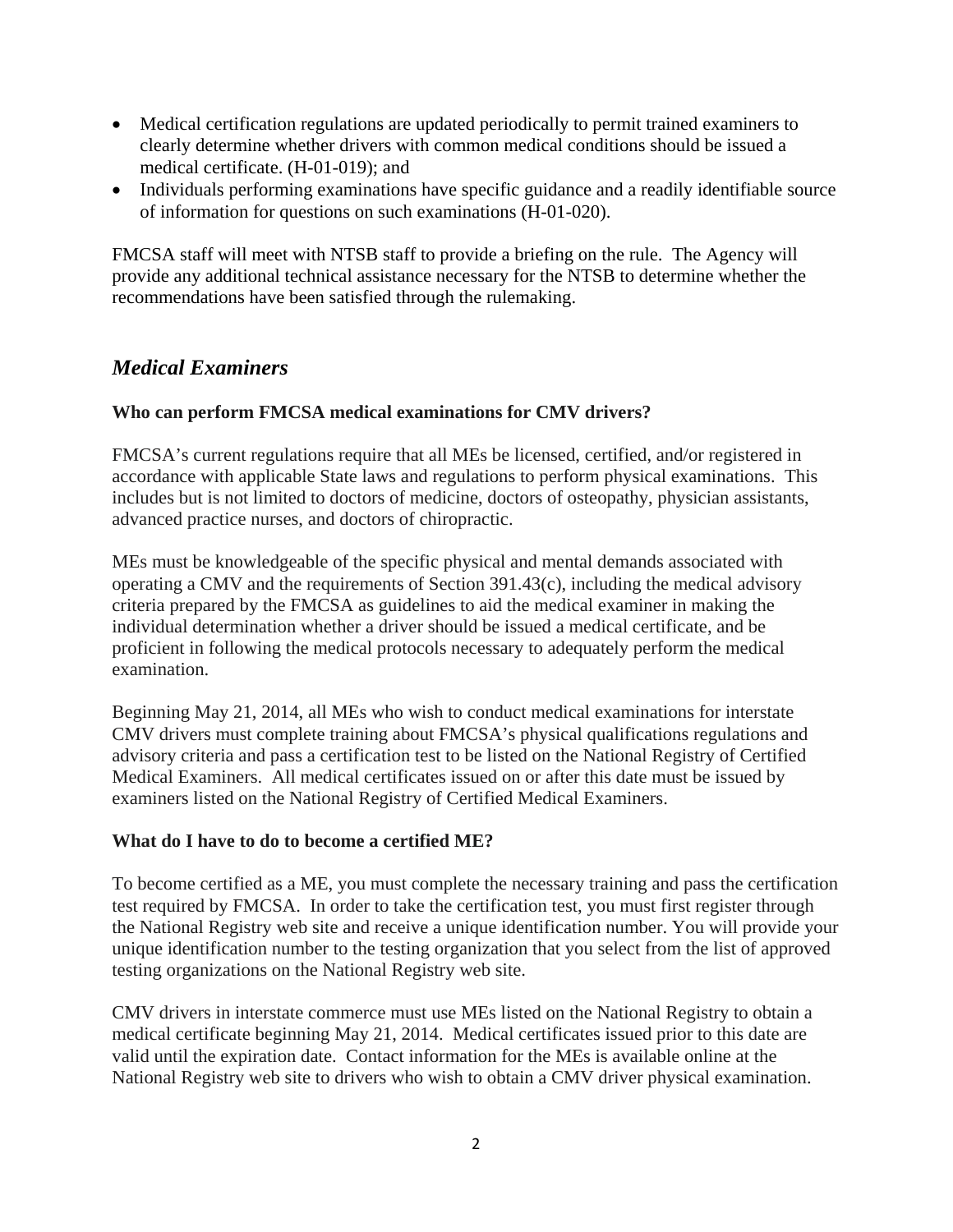- Medical certification regulations are updated periodically to permit trained examiners to clearly determine whether drivers with common medical conditions should be issued a medical certificate. (H-01-019); and
- Individuals performing examinations have specific guidance and a readily identifiable source of information for questions on such examinations (H-01-020).

FMCSA staff will meet with NTSB staff to provide a briefing on the rule. The Agency will provide any additional technical assistance necessary for the NTSB to determine whether the recommendations have been satisfied through the rulemaking.

## *Medical Examiners*

**Who can perform FMCSA medical examinations for CMV drivers?**

FMCSA's current regulations require that all MEs be licensed, certified, and/or registered in accordance with applicable State laws and regulations to perform physical examinations. This includes but is not limited to doctors of medicine, doctors of osteopathy, physician assistants, advanced practice nurses, and doctors of chiropractic.

MEs must be knowledgeable of the specific physical and mental demands associated with operating a CMV and the requirements of Section 391.43(c), including the medical advisory criteria prepared by the FMCSA as guidelines to aid the medical examiner in making the individual determination whether a driver should be issued a medical certificate, and be proficient in following the medical protocols necessary to adequately perform the medical examination.

Beginning May 21, 2014, all MEs who wish to conduct medical examinations for interstate CMV drivers must complete training about FMCSA's physical qualifications regulations and advisory criteria and pass a certification test to be listed on the National Registry of Certified Medical Examiners. All medical certificates issued on or after this date must be issued by examiners listed on the National Registry of Certified Medical Examiners.

**What do I have to do to become a certified ME?**

To become certified as a ME, you must complete the necessary training and pass the certification test required by FMCSA. In order to take the certification test, you must first register through the National Registry web site and receive a unique identification number. You will provide your unique identification number to the testing organization that you select from the list of approved testing organizations on the National Registry web site.

CMV drivers in interstate commerce must use MEs listed on the National Registry to obtain a medical certificate beginning May 21, 2014. Medical certificates issued prior to this date are valid until the expiration date. Contact information for the MEs is available online at the National Registry web site to drivers who wish to obtain a CMV driver physical examination.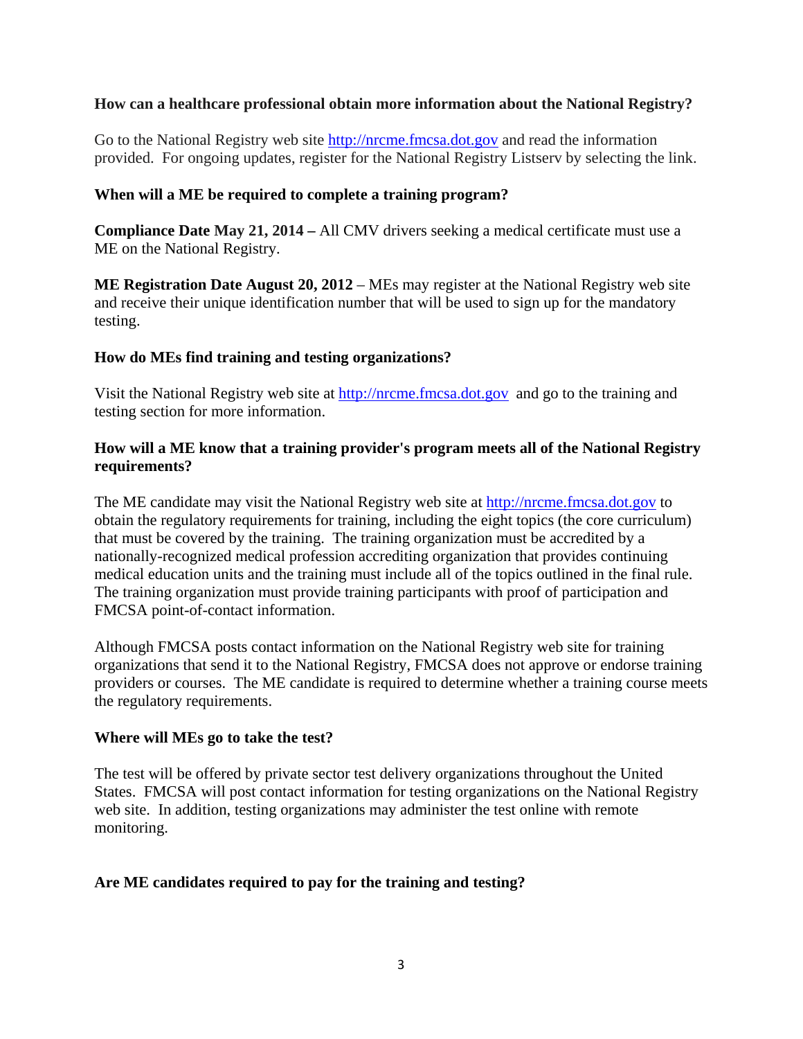**How can a healthcare professional obtain more information about the National Registry?**

Go to the National Registry web site http://nrcme.fmcsa.dot.gov and read the information provided. For ongoing updates, register for the National Registry Listserv by selecting the link.

**When will a ME be required to complete a training program?**

**Compliance Date May 21, 2014 –** All CMV drivers seeking a medical certificate must use a ME on the National Registry.

**ME Registration Date August 20, 2012** – MEs may register at the National Registry web site and receive their unique identification number that will be used to sign up for the mandatory testing.

**How do MEs find training and testing organizations?**

Visit the National Registry web site at http://nrcme.fmcsa.dot.gov and go to the training and testing section for more information.

**How will a ME know that a training provider's program meets all of the National Registry requirements?**

The ME candidate may visit the National Registry web site at http://nrcme.fmcsa.dot.gov to obtain the regulatory requirements for training, including the eight topics (the core curriculum) that must be covered by the training. The training organization must be accredited by a nationally-recognized medical profession accrediting organization that provides continuing medical education units and the training must include all of the topics outlined in the final rule. The training organization must provide training participants with proof of participation and FMCSA point-of-contact information.

Although FMCSA posts contact information on the National Registry web site for training organizations that send it to the National Registry, FMCSA does not approve or endorse training providers or courses. The ME candidate is required to determine whether a training course meets the regulatory requirements.

**Where will MEs go to take the test?**

The test will be offered by private sector test delivery organizations throughout the United States. FMCSA will post contact information for testing organizations on the National Registry web site. In addition, testing organizations may administer the test online with remote monitoring.

**Are ME candidates required to pay for the training and testing?**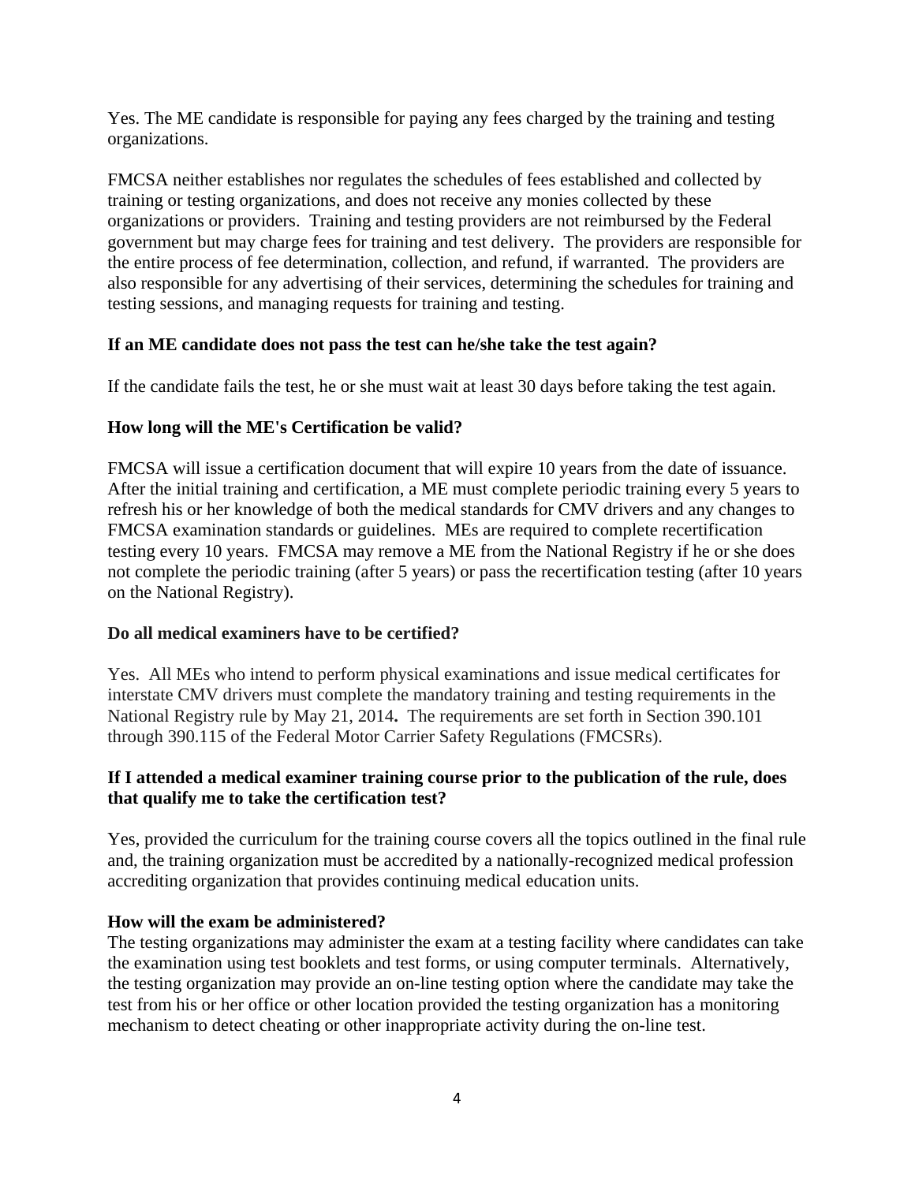Yes. The ME candidate is responsible for paying any fees charged by the training and testing organizations.

FMCSA neither establishes nor regulates the schedules of fees established and collected by training or testing organizations, and does not receive any monies collected by these organizations or providers. Training and testing providers are not reimbursed by the Federal government but may charge fees for training and test delivery. The providers are responsible for the entire process of fee determination, collection, and refund, if warranted. The providers are also responsible for any advertising of their services, determining the schedules for training and testing sessions, and managing requests for training and testing.

**If an ME candidate does not pass the test can he/she take the test again?**

If the candidate fails the test, he or she must wait at least 30 days before taking the test again.

**How long will the ME's Certification be valid?**

FMCSA will issue a certification document that will expire 10 years from the date of issuance. After the initial training and certification, a ME must complete periodic training every 5 years to refresh his or her knowledge of both the medical standards for CMV drivers and any changes to FMCSA examination standards or guidelines. MEs are required to complete recertification testing every 10 years. FMCSA may remove a ME from the National Registry if he or she does not complete the periodic training (after 5 years) or pass the recertification testing (after 10 years on the National Registry).

**Do all medical examiners have to be certified?**

Yes. All MEs who intend to perform physical examinations and issue medical certificates for interstate CMV drivers must complete the mandatory training and testing requirements in the National Registry rule by May 21, 2014**.** The requirements are set forth in Section 390.101 through 390.115 of the Federal Motor Carrier Safety Regulations (FMCSRs).

**If I attended a medical examiner training course prior to the publication of the rule, does that qualify me to take the certification test?**

Yes, provided the curriculum for the training course covers all the topics outlined in the final rule and, the training organization must be accredited by a nationally-recognized medical profession accrediting organization that provides continuing medical education units.

**How will the exam be administered?**

The testing organizations may administer the exam at a testing facility where candidates can take the examination using test booklets and test forms, or using computer terminals. Alternatively, the testing organization may provide an on-line testing option where the candidate may take the test from his or her office or other location provided the testing organization has a monitoring mechanism to detect cheating or other inappropriate activity during the on-line test.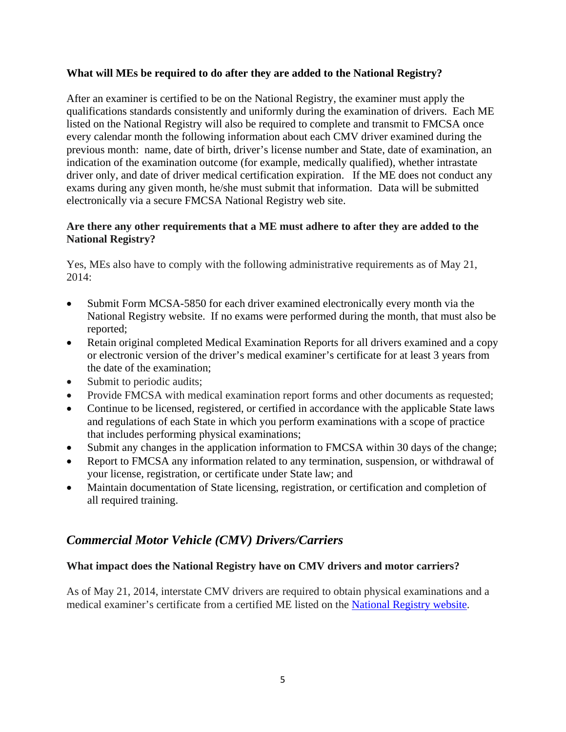**What will MEs be required to do after they are added to the National Registry?**

After an examiner is certified to be on the National Registry, the examiner must apply the qualifications standards consistently and uniformly during the examination of drivers. Each ME listed on the National Registry will also be required to complete and transmit to FMCSA once every calendar month the following information about each CMV driver examined during the previous month: name, date of birth, driver's license number and State, date of examination, an indication of the examination outcome (for example, medically qualified), whether intrastate driver only, and date of driver medical certification expiration. If the ME does not conduct any exams during any given month, he/she must submit that information. Data will be submitted electronically via a secure FMCSA National Registry web site.

**Are there any other requirements that a ME must adhere to after they are added to the National Registry?**

Yes, MEs also have to comply with the following administrative requirements as of May 21, 2014:

- Submit Form MCSA-5850 for each driver examined electronically every month via the National Registry website. If no exams were performed during the month, that must also be reported;
- Retain original completed Medical Examination Reports for all drivers examined and a copy or electronic version of the driver's medical examiner's certificate for at least 3 years from the date of the examination;
- Submit to periodic audits;
- Provide FMCSA with medical examination report forms and other documents as requested;
- Continue to be licensed, registered, or certified in accordance with the applicable State laws and regulations of each State in which you perform examinations with a scope of practice that includes performing physical examinations;
- Submit any changes in the application information to FMCSA within 30 days of the change;
- Report to FMCSA any information related to any termination, suspension, or withdrawal of your license, registration, or certificate under State law; and
- Maintain documentation of State licensing, registration, or certification and completion of all required training.

## *Commercial Motor Vehicle (CMV) Drivers/Carriers*

**What impact does the National Registry have on CMV drivers and motor carriers?**

As of May 21, 2014, interstate CMV drivers are required to obtain physical examinations and a medical examiner's certificate from a certified ME listed on the National Registry website.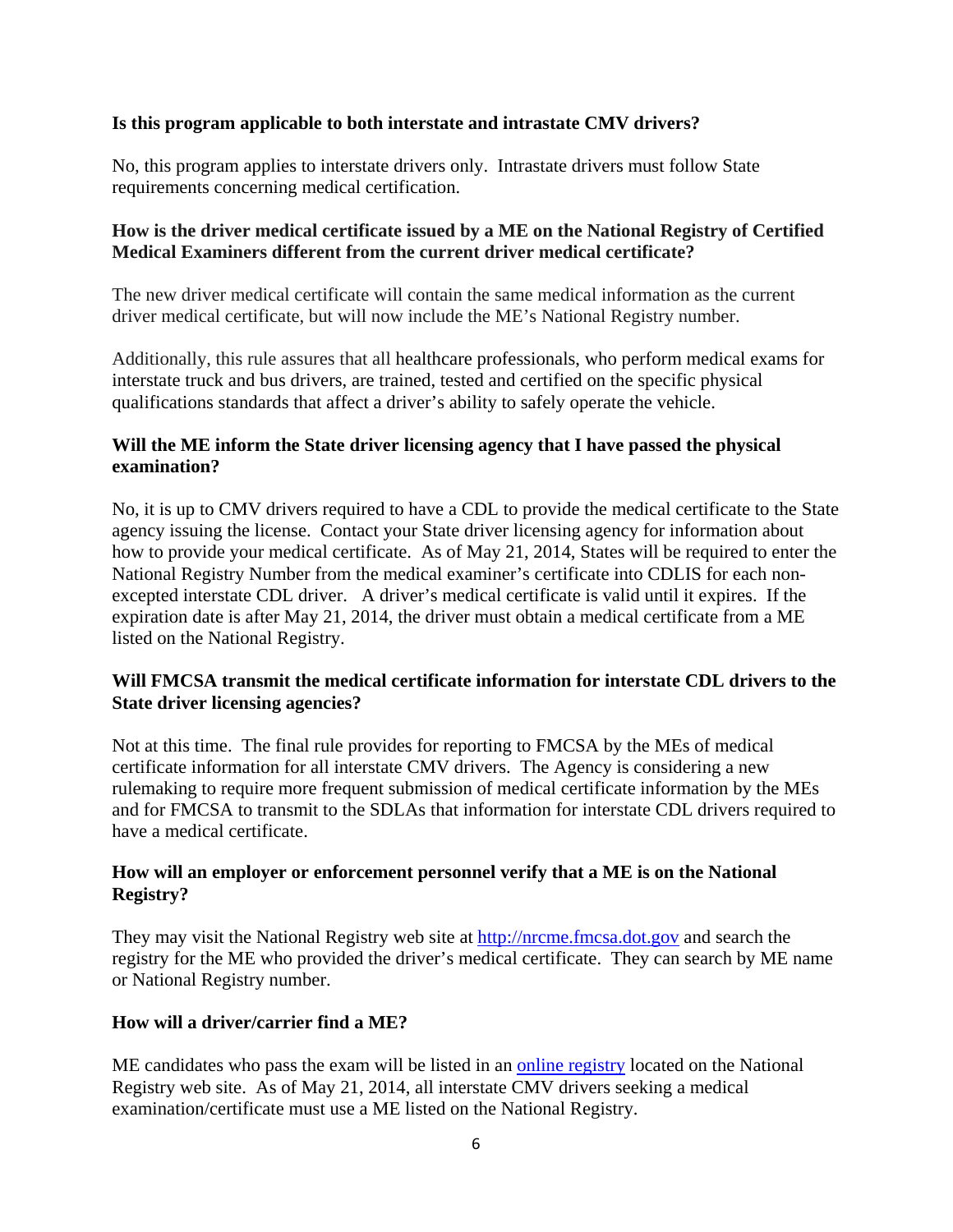**Is this program applicable to both interstate and intrastate CMV drivers?**

No, this program applies to interstate drivers only. Intrastate drivers must follow State requirements concerning medical certification.

**How is the driver medical certificate issued by a ME on the National Registry of Certified Medical Examiners different from the current driver medical certificate?**

The new driver medical certificate will contain the same medical information as the current driver medical certificate, but will now include the ME's National Registry number.

Additionally, this rule assures that all healthcare professionals, who perform medical exams for interstate truck and bus drivers, are trained, tested and certified on the specific physical qualifications standards that affect a driver's ability to safely operate the vehicle.

**Will the ME inform the State driver licensing agency that I have passed the physical examination?**

No, it is up to CMV drivers required to have a CDL to provide the medical certificate to the State agency issuing the license. Contact your State driver licensing agency for information about how to provide your medical certificate. As of May 21, 2014, States will be required to enter the National Registry Number from the medical examiner's certificate into CDLIS for each non-excepted interstate CDL driver. A driver's medical certificate is valid until it expires. If the expiration date is after May 21, 2014, the driver must obtain a medical certificate from a ME listed on the National Registry.

**Will FMCSA transmit the medical certificate information for interstate CDL drivers to the State driver licensing agencies?**

Not at this time. The final rule provides for reporting to FMCSA by the MEs of medical certificate information for all interstate CMV drivers. The Agency is considering a new rulemaking to require more frequent submission of medical certificate information by the MEs and for FMCSA to transmit to the SDLAs that information for interstate CDL drivers required to have a medical certificate.

**How will an employer or enforcement personnel verify that a ME is on the National Registry?**

They may visit the National Registry web site at [http://nrcme.fmcsa.dot.gov](http://nrcme.fmcsa.dot.gov) and search the registry for the ME who provided the driver's medical certificate. They can search by ME name or National Registry number.

**How will a driver/carrier find a ME?**

ME candidates who pass the exam will be listed in an online registry located on the National Registry web site. As of May 21, 2014, all interstate CMV drivers seeking a medical examination/certificate must use a ME listed on the National Registry.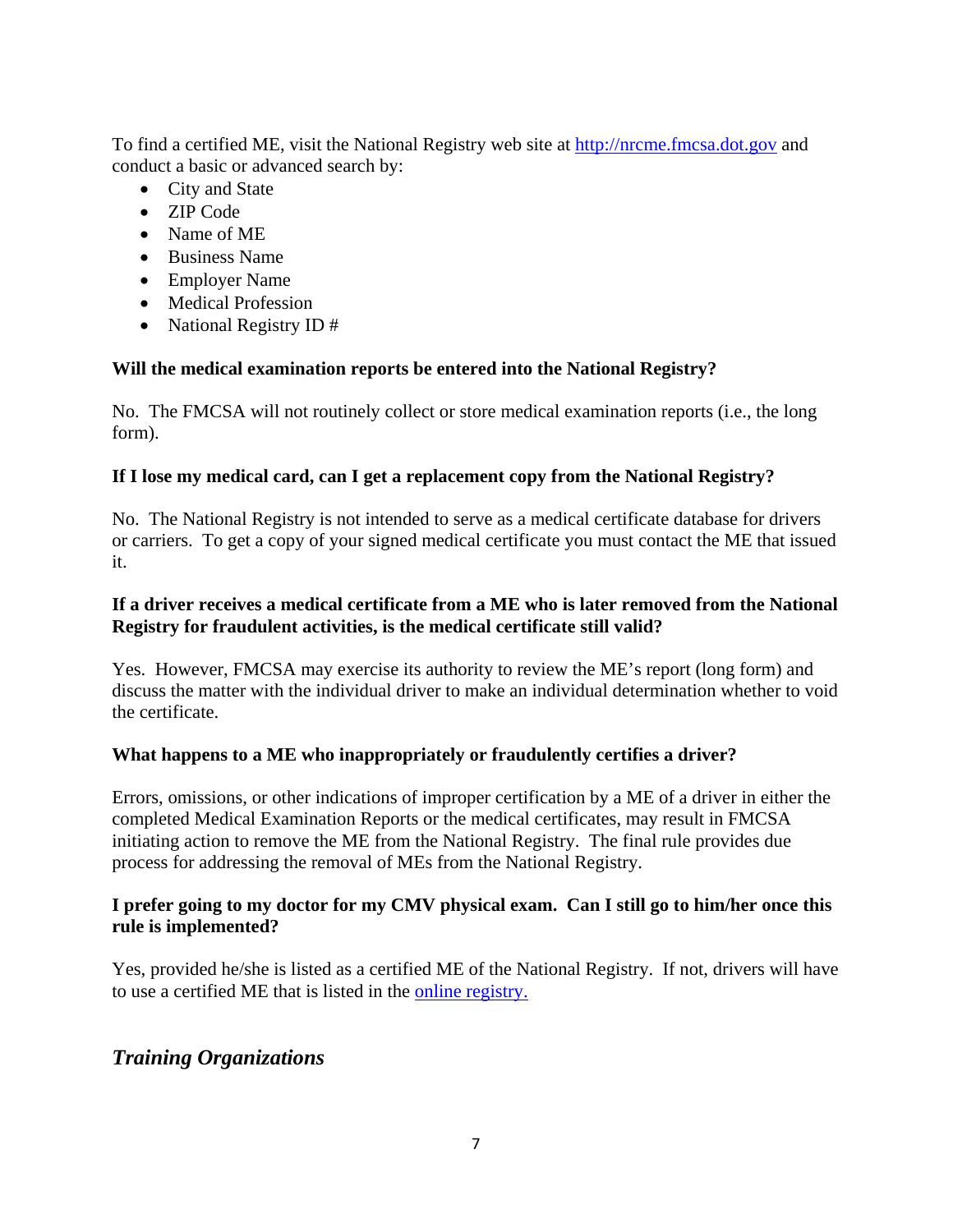To find a certified ME, visit the National Registry web site at [http://nrcme.fmcsa.dot.gov](http://nrcme.fmcsa.dot.gov) and conduct a basic or advanced search by:

- City and State
- ZIP Code
- Name of ME
- Business Name
- Employer Name
- Medical Profession
- National Registry ID #

**Will the medical examination reports be entered into the National Registry?**

No. The FMCSA will not routinely collect or store medical examination reports (i.e., the long form).

**If I lose my medical card, can I get a replacement copy from the National Registry?**

No. The National Registry is not intended to serve as a medical certificate database for drivers or carriers. To get a copy of your signed medical certificate you must contact the ME that issued it.

**If a driver receives a medical certificate from a ME who is later removed from the National Registry for fraudulent activities, is the medical certificate still valid?**

Yes. However, FMCSA may exercise its authority to review the ME's report (long form) and discuss the matter with the individual driver to make an individual determination whether to void the certificate.

**What happens to a ME who inappropriately or fraudulently certifies a driver?**

Errors, omissions, or other indications of improper certification by a ME of a driver in either the completed Medical Examination Reports or the medical certificates, may result in FMCSA initiating action to remove the ME from the National Registry. The final rule provides due process for addressing the removal of MEs from the National Registry.

**I prefer going to my doctor for my CMV physical exam. Can I still go to him/her once this rule is implemented?**

Yes, provided he/she is listed as a certified ME of the National Registry. If not, drivers will have to use a certified ME that is listed in the [online registry.](http://nrcme.fmcsa.dot.gov)

## *Training Organizations*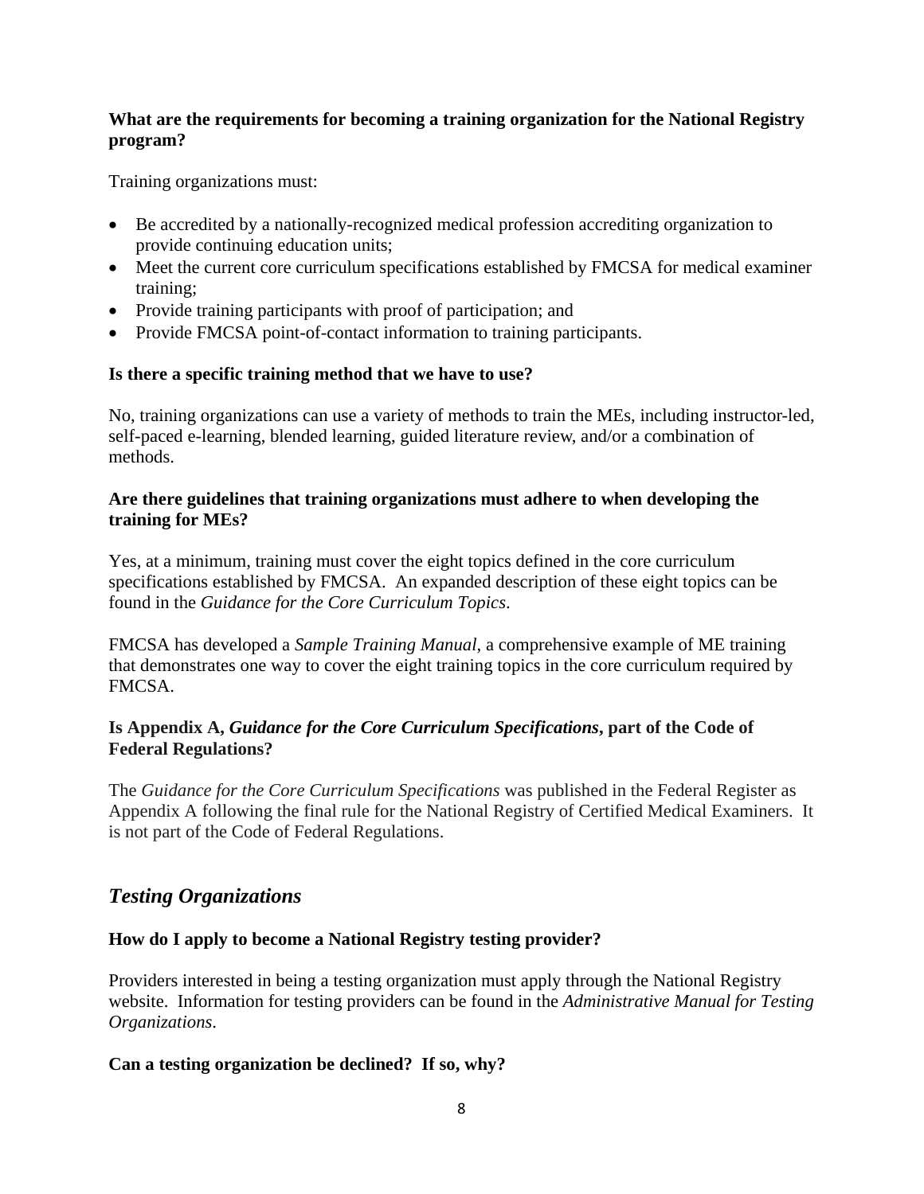**What are the requirements for becoming a training organization for the National Registry program?**

Training organizations must:

- Be accredited by a nationally-recognized medical profession accrediting organization to provide continuing education units;
- Meet the current core curriculum specifications established by FMCSA for medical examiner training;
- Provide training participants with proof of participation; and
- Provide FMCSA point-of-contact information to training participants.

**Is there a specific training method that we have to use?**

No, training organizations can use a variety of methods to train the MEs, including instructor-led, self-paced e-learning, blended learning, guided literature review, and/or a combination of methods.

**Are there guidelines that training organizations must adhere to when developing the training for MEs?**

Yes, at a minimum, training must cover the eight topics defined in the core curriculum specifications established by FMCSA. An expanded description of these eight topics can be found in the *Guidance for the Core Curriculum Topics*.

FMCSA has developed a *Sample Training Manual*, a comprehensive example of ME training that demonstrates one way to cover the eight training topics in the core curriculum required by FMCSA.

**Is Appendix A, *Guidance for the Core Curriculum Specifications*, part of the Code of Federal Regulations?**

The *Guidance for the Core Curriculum Specifications* was published in the Federal Register as Appendix A following the final rule for the National Registry of Certified Medical Examiners. It is not part of the Code of Federal Regulations.

## *Testing Organizations*

**How do I apply to become a National Registry testing provider?**

Providers interested in being a testing organization must apply through the National Registry website. Information for testing providers can be found in the *Administrative Manual for Testing Organizations*.

**Can a testing organization be declined? If so, why?**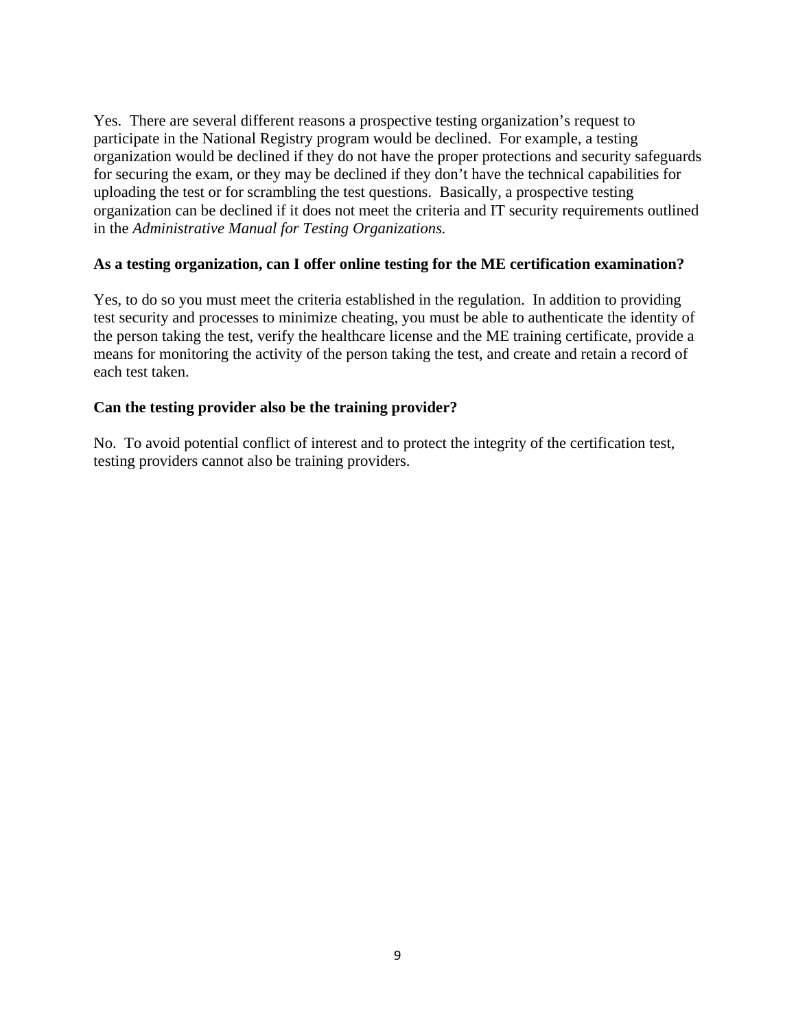Yes. There are several different reasons a prospective testing organization's request to participate in the National Registry program would be declined. For example, a testing organization would be declined if they do not have the proper protections and security safeguards for securing the exam, or they may be declined if they don't have the technical capabilities for uploading the test or for scrambling the test questions. Basically, a prospective testing organization can be declined if it does not meet the criteria and IT security requirements outlined in the *Administrative Manual for Testing Organizations.*

**As a testing organization, can I offer online testing for the ME certification examination?**

Yes, to do so you must meet the criteria established in the regulation. In addition to providing test security and processes to minimize cheating, you must be able to authenticate the identity of the person taking the test, verify the healthcare license and the ME training certificate, provide a means for monitoring the activity of the person taking the test, and create and retain a record of each test taken.

**Can the testing provider also be the training provider?**

No. To avoid potential conflict of interest and to protect the integrity of the certification test, testing providers cannot also be training providers.